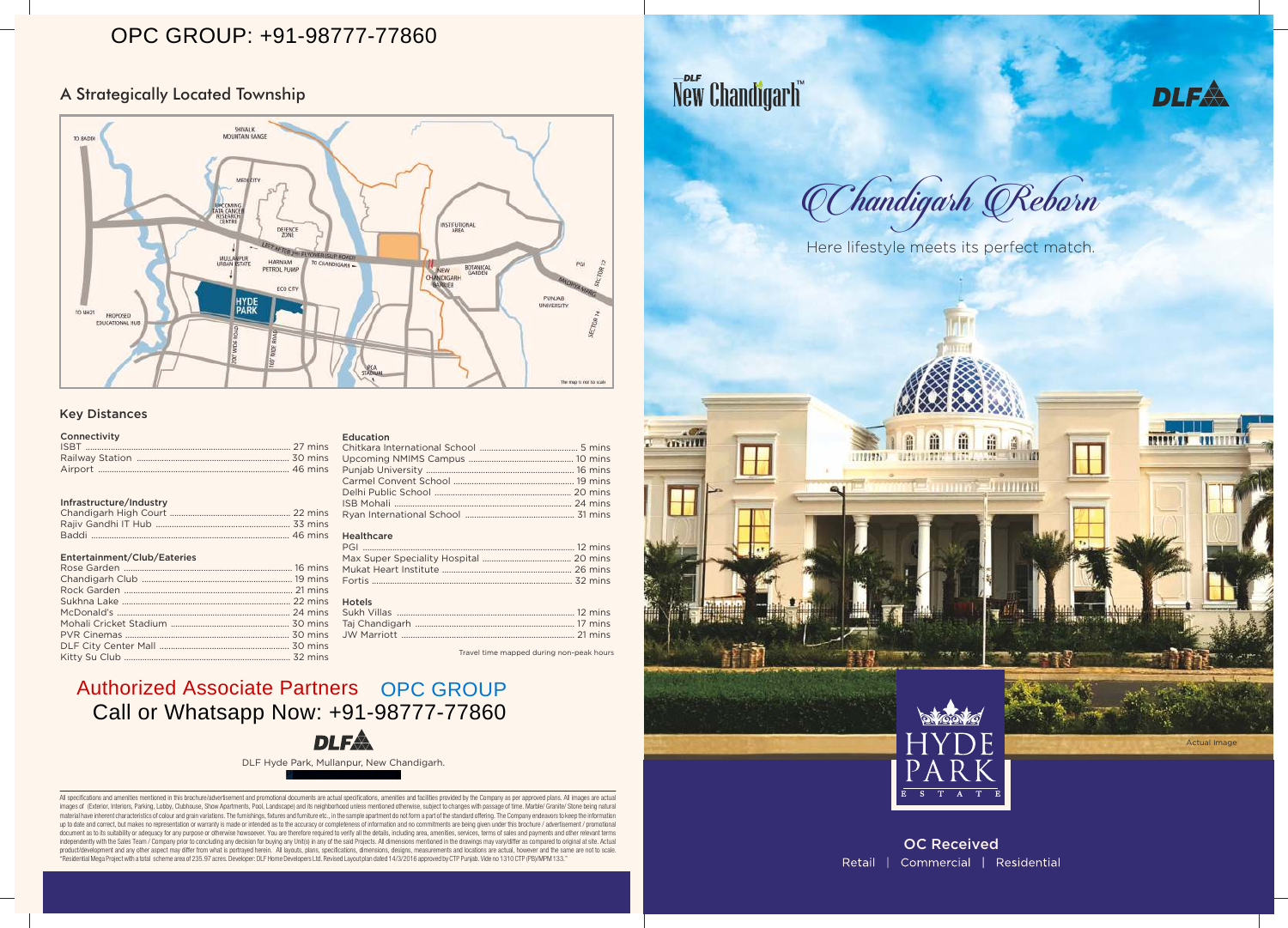OPC GROUP: +91-98777-77860

## A Strategically Located Township

### Key Distances

**Connectivity**

| Place | Time |
|---|---|
| ISBT | 27 mins |
| Railway Station | 30 mins |
| Airport | 46 mins |

**Infrastructure/Industry**

| Place | Time |
|---|---|
| Chandigarh High Court | 22 mins |
| Rajiv Gandhi IT Hub | 33 mins |
| Baddi | 46 mins |

**Entertainment/Club/Eateries**

| Place | Time |
|---|---|
| Rose Garden | 16 mins |
| Chandigarh Club | 19 mins |
| Rock Garden | 21 mins |
| Sukhna Lake | 22 mins |
| McDonald's | 24 mins |
| Mohali Cricket Stadium | 30 mins |
| PVR Cinemas | 30 mins |
| DLF City Center Mall | 30 mins |
| Kitty Su Club | 32 mins |

**Education**

| Place | Time |
|---|---|
| Chitkara International School | 5 mins |
| Upcoming NMIMS Campus | 10 mins |
| Punjab University | 16 mins |
| Carmel Convent School | 19 mins |
| Delhi Public School | 20 mins |
| ISB Mohali | 24 mins |
| Ryan International School | 31 mins |

**Healthcare**

| Place | Time |
|---|---|
| PGI | 12 mins |
| Max Super Speciality Hospital | 20 mins |
| Mukat Heart Institute | 26 mins |
| Fortis | 32 mins |

**Hotels**

| Place | Time |
|---|---|
| Sukh Villas | 12 mins |
| Taj Chandigarh | 17 mins |
| JW Marriott | 21 mins |

Travel time mapped during non-peak hours

Authorized Associate Partners OPC GROUP

Call or Whatsapp Now: +91-98777-77860

DLF

DLF Hyde Park, Mullanpur, New Chandigarh.

All specifications and amenities mentioned in this brochure/advertisement and promotional documents are actual specifications, amenities and facilities provided by the Company as per approved plans. All images are actual images of (Exterior, Interiors, Parking, Lobby, Clubhouse, Show Apartments, Pool, Landscape) and its neighborhood unless mentioned otherwise, subject to changes with passage of time. Marble/ Granite/ Stone being natural material have inherent characteristics of colour and grain variations. The furnishings, fixtures and furniture etc., in the sample apartment do not form a part of the standard offering. The Company endeavors to keep the information up to date and correct, but makes no representation or warranty is made or intended as to the accuracy or completeness of information and no commitments are being given under this brochure / advertisement / promotional document as to its suitability or adequacy for any purpose or otherwise howsoever. You are therefore required to verify all the details, including area, amenities, services, terms of sales and payments and other relevant terms independently with the Sales Team / Company prior to concluding any decision for buying any Unit(s) in any of the said Projects. All dimensions mentioned in the drawings may vary/differ as compared to original at site. Actual product/development and any other aspect may differ from what is portrayed herein. All layouts, plans, specifications, dimensions, designs, measurements and locations are actual, however and the same are not to scale. "Residential Mega Project with a total scheme area of 235.97 acres. Developer: DLF Home Developers Ltd. Revised Layout plan dated 14/3/2016 approved by CTP Punjab. Vide no 1310 CTP (PB)/MPM 133."

DLF New Chandigarh™

DLF

# Chandigarh Reborn

Here lifestyle meets its perfect match.

Actual Image

HYDE PARK ESTATE

**OC Received**

Retail | Commercial | Residential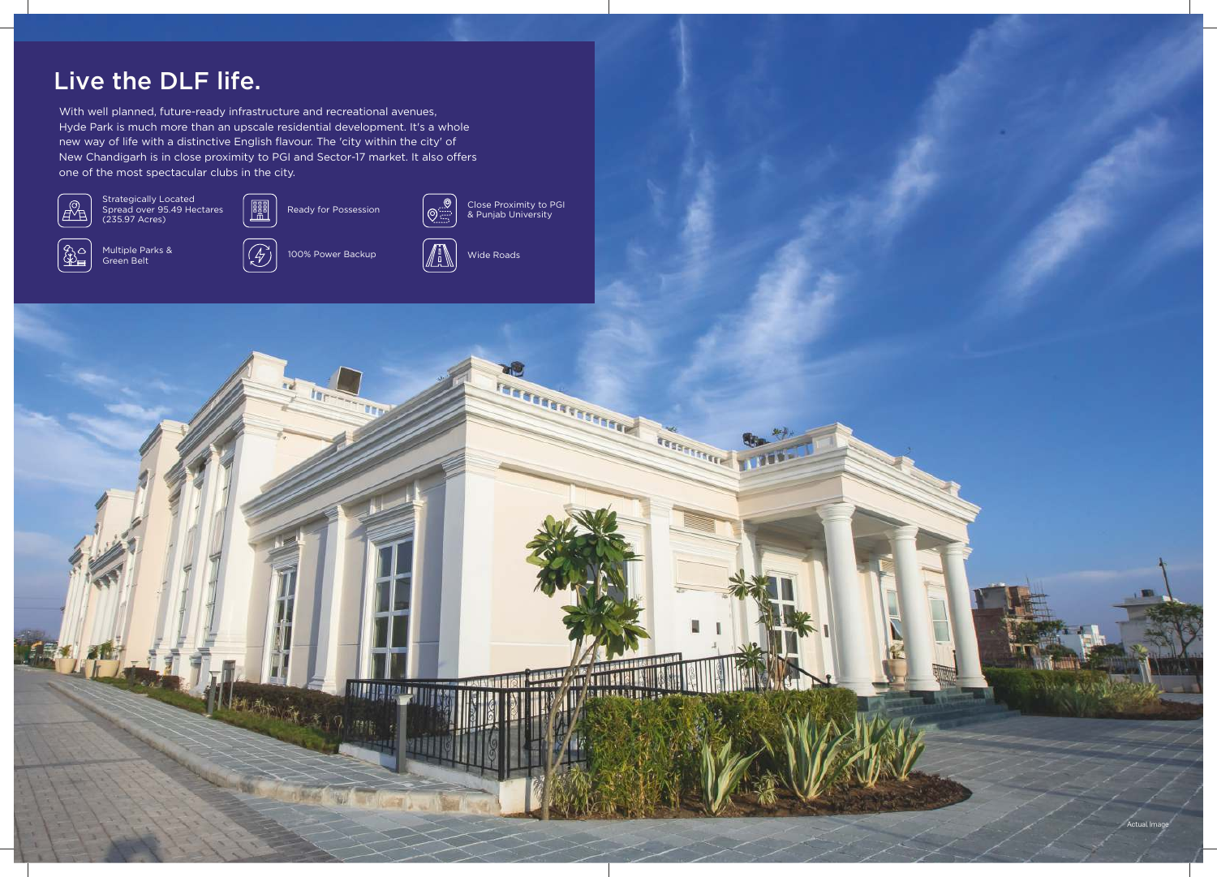# Live the DLF life.

With well planned, future-ready infrastructure and recreational avenues, Hyde Park is much more than an upscale residential development. It's a whole new way of life with a distinctive English flavour. The 'city within the city' of New Chandigarh is in close proximity to PGI and Sector-17 market. It also offers one of the most spectacular clubs in the city.

- Strategically Located Spread over 95.49 Hectares (235.97 Acres)
- Ready for Possession
- Close Proximity to PGI & Punjab University
- Multiple Parks & Green Belt
- 100% Power Backup
- Wide Roads

Actual Image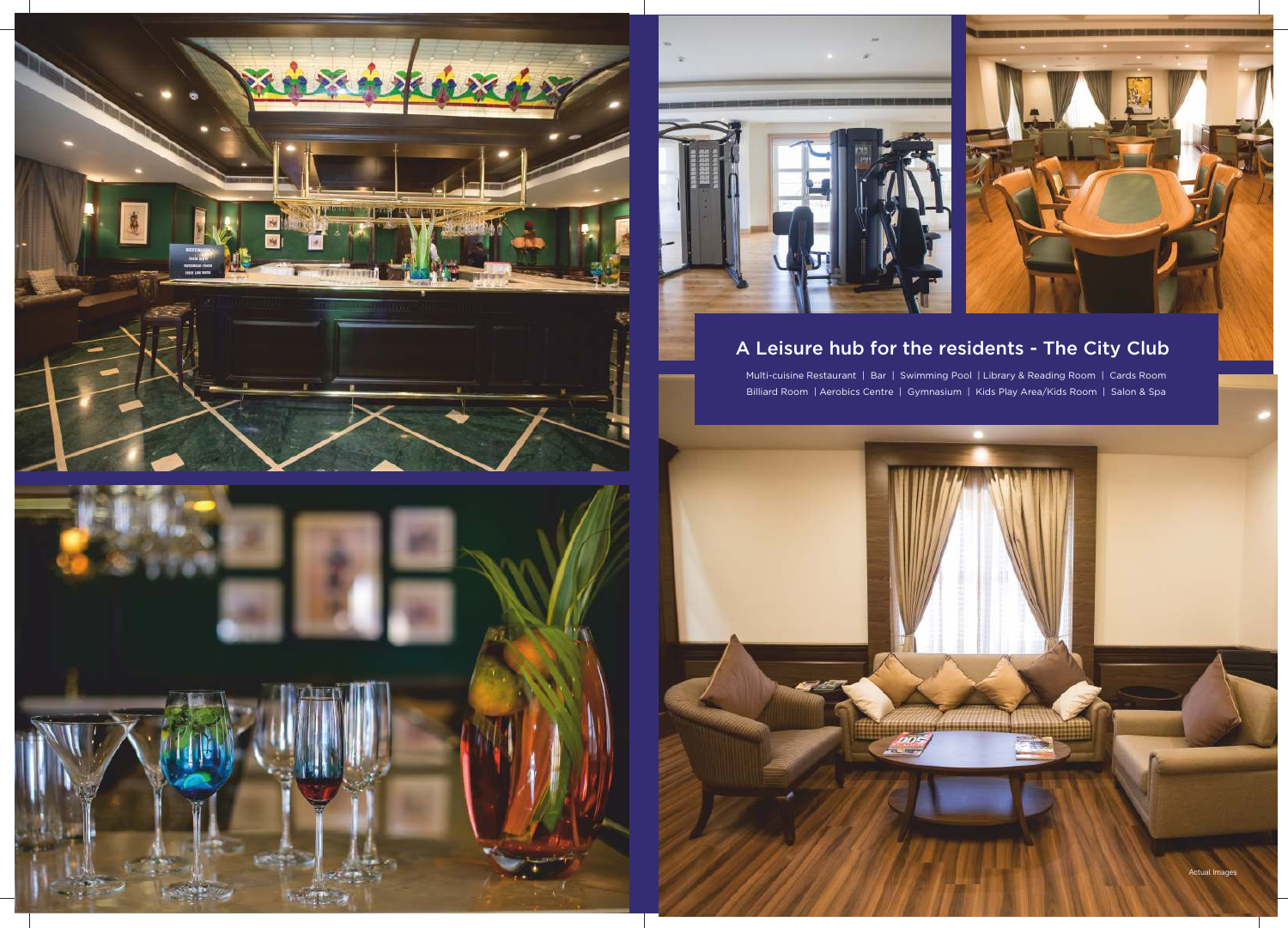## A Leisure hub for the residents - The City Club

Multi-cuisine Restaurant | Bar | Swimming Pool | Library & Reading Room | Cards Room
Billiard Room | Aerobics Centre | Gymnasium | Kids Play Area/Kids Room | Salon & Spa

Actual Images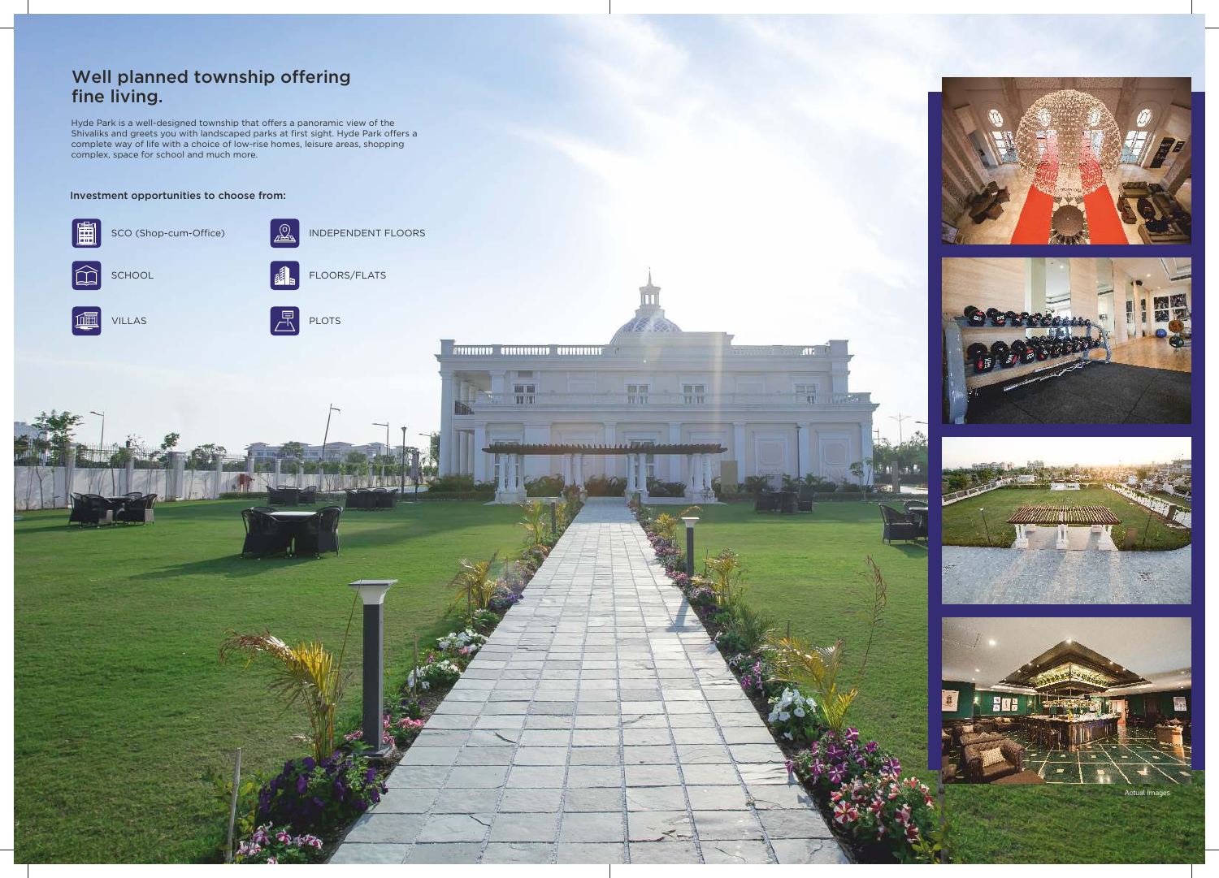## Well planned township offering fine living.

Hyde Park is a well-designed township that offers a panoramic view of the Shivaliks and greets you with landscaped parks at first sight. Hyde Park offers a complete way of life with a choice of low-rise homes, leisure areas, shopping complex, space for school and much more.

**Investment opportunities to choose from:**

- SCO (Shop-cum-Office)
- SCHOOL
- VILLAS
- INDEPENDENT FLOORS
- FLOORS/FLATS
- PLOTS

Actual Images